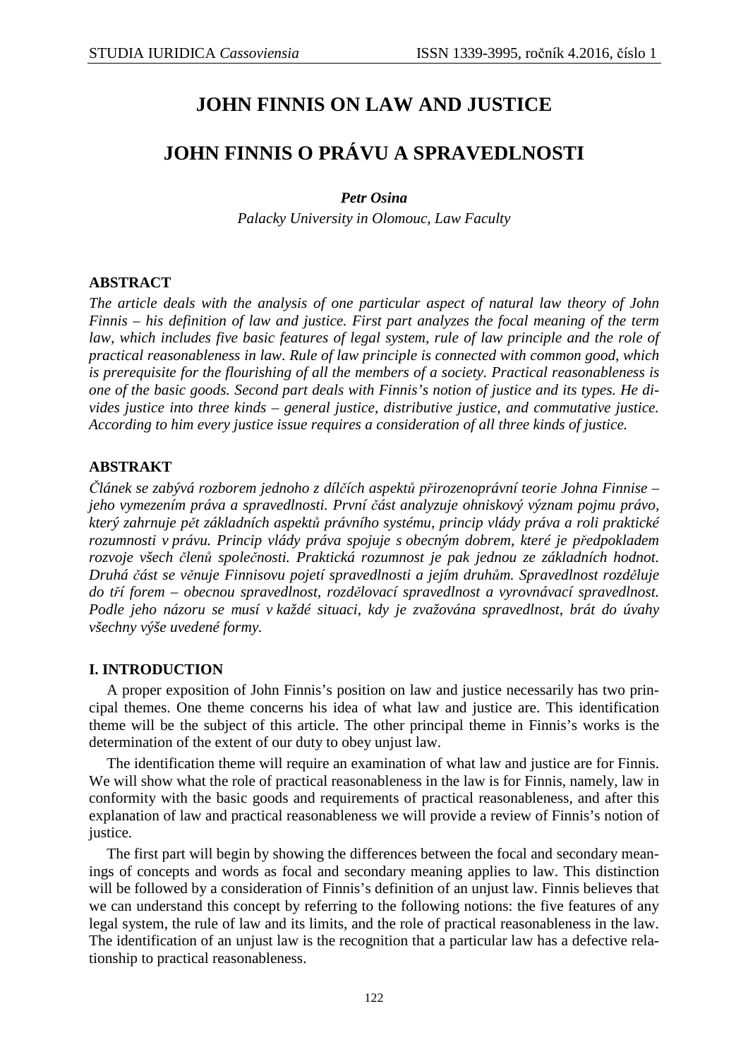# JOHN FINNIS ON LAW AND JUSTICE

# JOHN FINNIS O PRÁVU A SPRAVEDLNOSTI

***Petr Osina***

*Palacky University in Olomouc, Law Faculty*

## ABSTRACT

*The article deals with the analysis of one particular aspect of natural law theory of John Finnis – his definition of law and justice. First part analyzes the focal meaning of the term law, which includes five basic features of legal system, rule of law principle and the role of practical reasonableness in law. Rule of law principle is connected with common good, which is prerequisite for the flourishing of all the members of a society. Practical reasonableness is one of the basic goods. Second part deals with Finnis's notion of justice and its types. He divides justice into three kinds – general justice, distributive justice, and commutative justice. According to him every justice issue requires a consideration of all three kinds of justice.*

## ABSTRAKT

*Článek se zabývá rozborem jednoho z dílčích aspektů přirozenoprávní teorie Johna Finnise – jeho vymezením práva a spravedlnosti. První část analyzuje ohniskový význam pojmu právo, který zahrnuje pět základních aspektů právního systému, princip vlády práva a roli praktické rozumnosti v právu. Princip vlády práva spojuje s obecným dobrem, které je předpokladem rozvoje všech členů společnosti. Praktická rozumnost je pak jednou ze základních hodnot. Druhá část se věnuje Finnisovu pojetí spravedlnosti a jejím druhům. Spravedlnost rozděluje do tří forem – obecnou spravedlnost, rozdělovací spravedlnost a vyrovnávací spravedlnost. Podle jeho názoru se musí v každé situaci, kdy je zvažována spravedlnost, brát do úvahy všechny výše uvedené formy.*

## I. INTRODUCTION

A proper exposition of John Finnis's position on law and justice necessarily has two principal themes. One theme concerns his idea of what law and justice are. This identification theme will be the subject of this article. The other principal theme in Finnis's works is the determination of the extent of our duty to obey unjust law.

The identification theme will require an examination of what law and justice are for Finnis. We will show what the role of practical reasonableness in the law is for Finnis, namely, law in conformity with the basic goods and requirements of practical reasonableness, and after this explanation of law and practical reasonableness we will provide a review of Finnis's notion of justice.

The first part will begin by showing the differences between the focal and secondary meanings of concepts and words as focal and secondary meaning applies to law. This distinction will be followed by a consideration of Finnis's definition of an unjust law. Finnis believes that we can understand this concept by referring to the following notions: the five features of any legal system, the rule of law and its limits, and the role of practical reasonableness in the law. The identification of an unjust law is the recognition that a particular law has a defective relationship to practical reasonableness.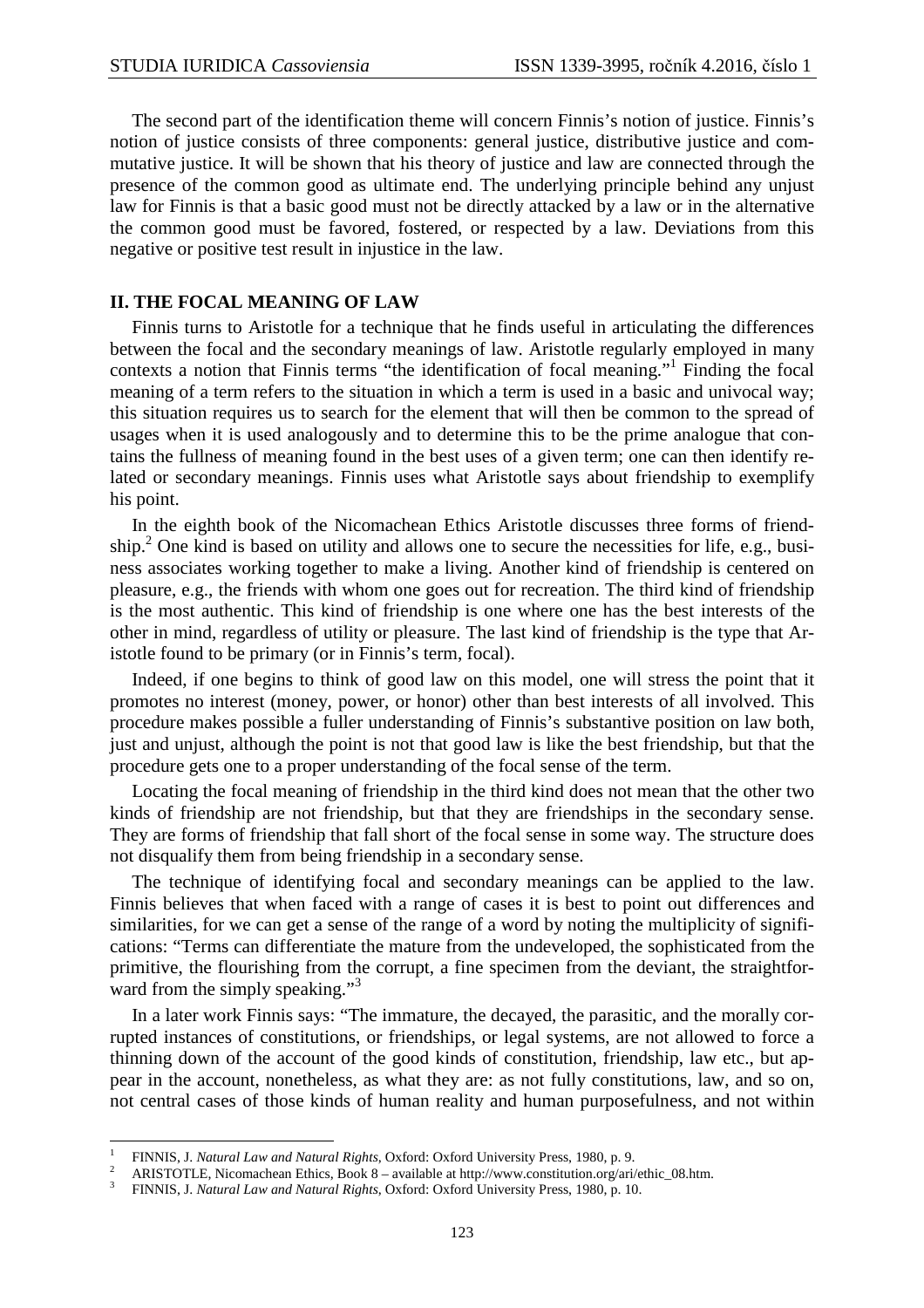The second part of the identification theme will concern Finnis's notion of justice. Finnis's notion of justice consists of three components: general justice, distributive justice and commutative justice. It will be shown that his theory of justice and law are connected through the presence of the common good as ultimate end. The underlying principle behind any unjust law for Finnis is that a basic good must not be directly attacked by a law or in the alternative the common good must be favored, fostered, or respected by a law. Deviations from this negative or positive test result in injustice in the law.

## II. THE FOCAL MEANING OF LAW

Finnis turns to Aristotle for a technique that he finds useful in articulating the differences between the focal and the secondary meanings of law. Aristotle regularly employed in many contexts a notion that Finnis terms "the identification of focal meaning."[1] Finding the focal meaning of a term refers to the situation in which a term is used in a basic and univocal way; this situation requires us to search for the element that will then be common to the spread of usages when it is used analogously and to determine this to be the prime analogue that contains the fullness of meaning found in the best uses of a given term; one can then identify related or secondary meanings. Finnis uses what Aristotle says about friendship to exemplify his point.

In the eighth book of the Nicomachean Ethics Aristotle discusses three forms of friendship.[2] One kind is based on utility and allows one to secure the necessities for life, e.g., business associates working together to make a living. Another kind of friendship is centered on pleasure, e.g., the friends with whom one goes out for recreation. The third kind of friendship is the most authentic. This kind of friendship is one where one has the best interests of the other in mind, regardless of utility or pleasure. The last kind of friendship is the type that Aristotle found to be primary (or in Finnis's term, focal).

Indeed, if one begins to think of good law on this model, one will stress the point that it promotes no interest (money, power, or honor) other than best interests of all involved. This procedure makes possible a fuller understanding of Finnis's substantive position on law both, just and unjust, although the point is not that good law is like the best friendship, but that the procedure gets one to a proper understanding of the focal sense of the term.

Locating the focal meaning of friendship in the third kind does not mean that the other two kinds of friendship are not friendship, but that they are friendships in the secondary sense. They are forms of friendship that fall short of the focal sense in some way. The structure does not disqualify them from being friendship in a secondary sense.

The technique of identifying focal and secondary meanings can be applied to the law. Finnis believes that when faced with a range of cases it is best to point out differences and similarities, for we can get a sense of the range of a word by noting the multiplicity of significations: "Terms can differentiate the mature from the undeveloped, the sophisticated from the primitive, the flourishing from the corrupt, a fine specimen from the deviant, the straightforward from the simply speaking."[3]

In a later work Finnis says: "The immature, the decayed, the parasitic, and the morally corrupted instances of constitutions, or friendships, or legal systems, are not allowed to force a thinning down of the account of the good kinds of constitution, friendship, law etc., but appear in the account, nonetheless, as what they are: as not fully constitutions, law, and so on, not central cases of those kinds of human reality and human purposefulness, and not within

---

[1] FINNIS, J. *Natural Law and Natural Rights*, Oxford: Oxford University Press, 1980, p. 9.

[2] ARISTOTLE, Nicomachean Ethics, Book 8 – available at http://www.constitution.org/ari/ethic_08.htm.

[3] FINNIS, J. *Natural Law and Natural Rights*, Oxford: Oxford University Press, 1980, p. 10.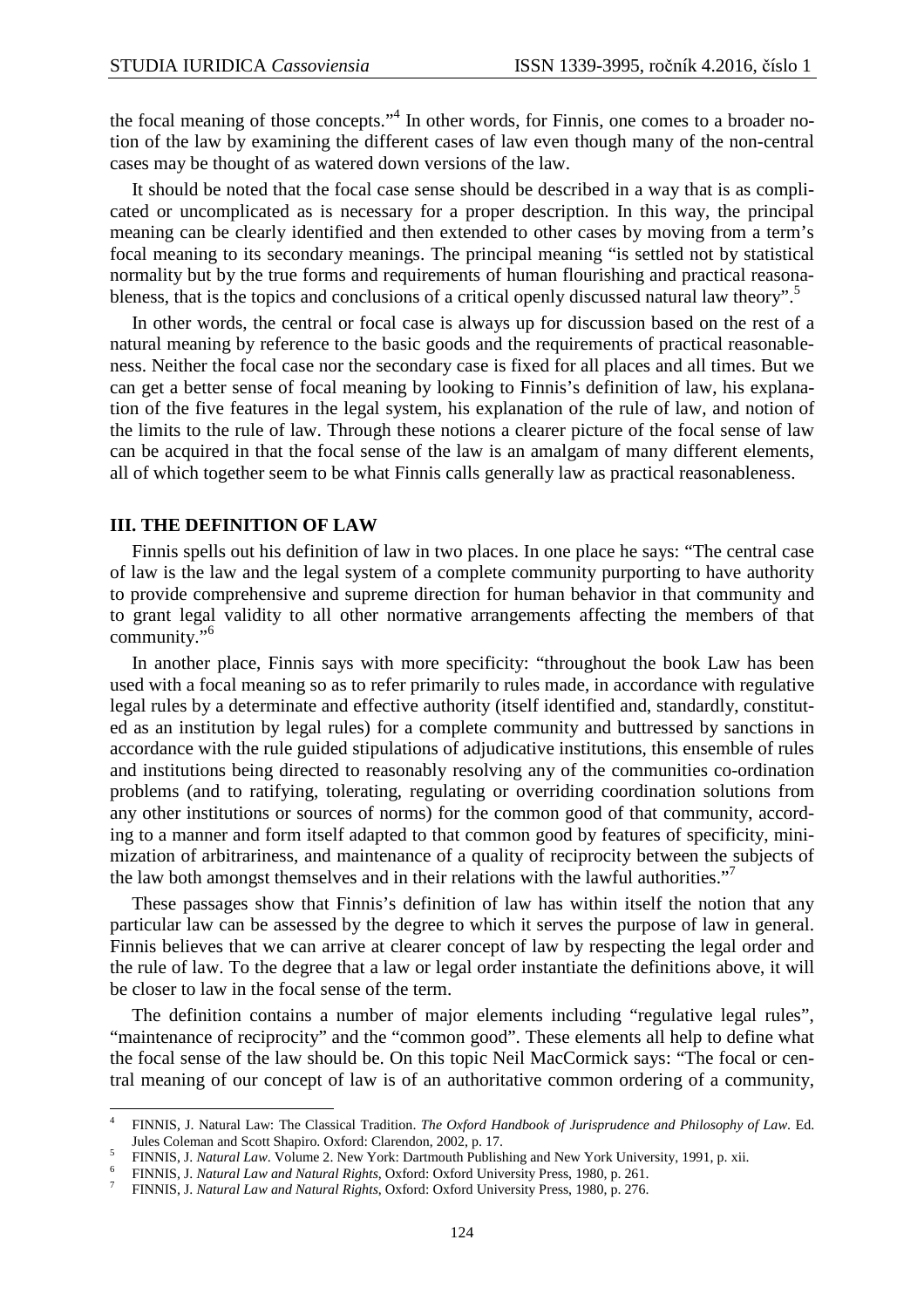the focal meaning of those concepts."[4] In other words, for Finnis, one comes to a broader notion of the law by examining the different cases of law even though many of the non-central cases may be thought of as watered down versions of the law.

It should be noted that the focal case sense should be described in a way that is as complicated or uncomplicated as is necessary for a proper description. In this way, the principal meaning can be clearly identified and then extended to other cases by moving from a term's focal meaning to its secondary meanings. The principal meaning "is settled not by statistical normality but by the true forms and requirements of human flourishing and practical reasonableness, that is the topics and conclusions of a critical openly discussed natural law theory".[5]

In other words, the central or focal case is always up for discussion based on the rest of a natural meaning by reference to the basic goods and the requirements of practical reasonableness. Neither the focal case nor the secondary case is fixed for all places and all times. But we can get a better sense of focal meaning by looking to Finnis's definition of law, his explanation of the five features in the legal system, his explanation of the rule of law, and notion of the limits to the rule of law. Through these notions a clearer picture of the focal sense of law can be acquired in that the focal sense of the law is an amalgam of many different elements, all of which together seem to be what Finnis calls generally law as practical reasonableness.

## III. THE DEFINITION OF LAW

Finnis spells out his definition of law in two places. In one place he says: "The central case of law is the law and the legal system of a complete community purporting to have authority to provide comprehensive and supreme direction for human behavior in that community and to grant legal validity to all other normative arrangements affecting the members of that community."[6]

In another place, Finnis says with more specificity: "throughout the book Law has been used with a focal meaning so as to refer primarily to rules made, in accordance with regulative legal rules by a determinate and effective authority (itself identified and, standardly, constituted as an institution by legal rules) for a complete community and buttressed by sanctions in accordance with the rule guided stipulations of adjudicative institutions, this ensemble of rules and institutions being directed to reasonably resolving any of the communities co-ordination problems (and to ratifying, tolerating, regulating or overriding coordination solutions from any other institutions or sources of norms) for the common good of that community, according to a manner and form itself adapted to that common good by features of specificity, minimization of arbitrariness, and maintenance of a quality of reciprocity between the subjects of the law both amongst themselves and in their relations with the lawful authorities."[7]

These passages show that Finnis's definition of law has within itself the notion that any particular law can be assessed by the degree to which it serves the purpose of law in general. Finnis believes that we can arrive at clearer concept of law by respecting the legal order and the rule of law. To the degree that a law or legal order instantiate the definitions above, it will be closer to law in the focal sense of the term.

The definition contains a number of major elements including "regulative legal rules", "maintenance of reciprocity" and the "common good". These elements all help to define what the focal sense of the law should be. On this topic Neil MacCormick says: "The focal or central meaning of our concept of law is of an authoritative common ordering of a community,

---

[4] FINNIS, J. Natural Law: The Classical Tradition. *The Oxford Handbook of Jurisprudence and Philosophy of Law*. Ed. Jules Coleman and Scott Shapiro. Oxford: Clarendon, 2002, p. 17.

[5] FINNIS, J. *Natural Law*. Volume 2. New York: Dartmouth Publishing and New York University, 1991, p. xii.

[6] FINNIS, J. *Natural Law and Natural Rights*, Oxford: Oxford University Press, 1980, p. 261.

[7] FINNIS, J. *Natural Law and Natural Rights*, Oxford: Oxford University Press, 1980, p. 276.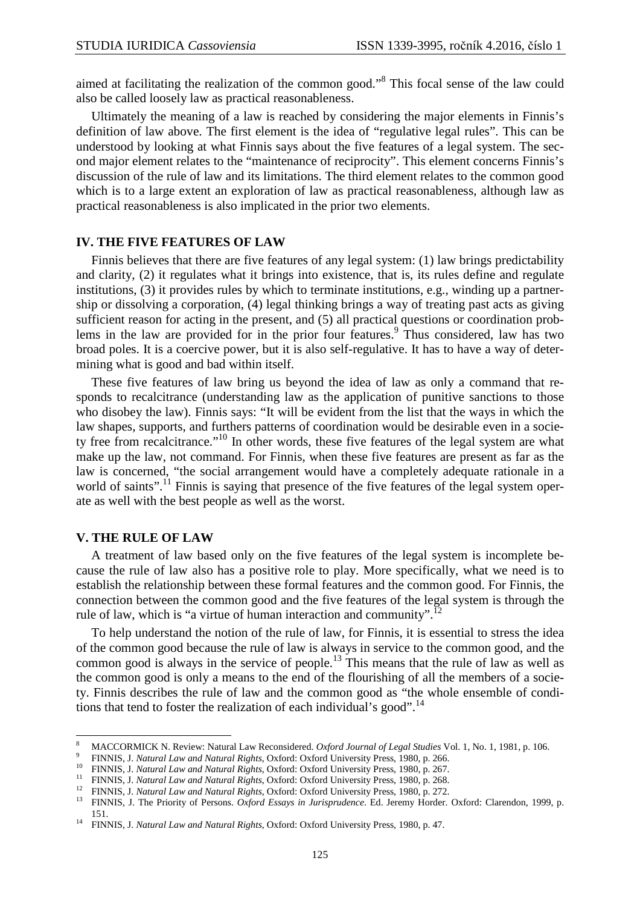aimed at facilitating the realization of the common good."[8] This focal sense of the law could also be called loosely law as practical reasonableness.

Ultimately the meaning of a law is reached by considering the major elements in Finnis's definition of law above. The first element is the idea of "regulative legal rules". This can be understood by looking at what Finnis says about the five features of a legal system. The second major element relates to the "maintenance of reciprocity". This element concerns Finnis's discussion of the rule of law and its limitations. The third element relates to the common good which is to a large extent an exploration of law as practical reasonableness, although law as practical reasonableness is also implicated in the prior two elements.

## IV. THE FIVE FEATURES OF LAW

Finnis believes that there are five features of any legal system: (1) law brings predictability and clarity, (2) it regulates what it brings into existence, that is, its rules define and regulate institutions, (3) it provides rules by which to terminate institutions, e.g., winding up a partnership or dissolving a corporation, (4) legal thinking brings a way of treating past acts as giving sufficient reason for acting in the present, and (5) all practical questions or coordination problems in the law are provided for in the prior four features.[9] Thus considered, law has two broad poles. It is a coercive power, but it is also self-regulative. It has to have a way of determining what is good and bad within itself.

These five features of law bring us beyond the idea of law as only a command that responds to recalcitrance (understanding law as the application of punitive sanctions to those who disobey the law). Finnis says: "It will be evident from the list that the ways in which the law shapes, supports, and furthers patterns of coordination would be desirable even in a society free from recalcitrance."[10] In other words, these five features of the legal system are what make up the law, not command. For Finnis, when these five features are present as far as the law is concerned, "the social arrangement would have a completely adequate rationale in a world of saints".[11] Finnis is saying that presence of the five features of the legal system operate as well with the best people as well as the worst.

## V. THE RULE OF LAW

A treatment of law based only on the five features of the legal system is incomplete because the rule of law also has a positive role to play. More specifically, what we need is to establish the relationship between these formal features and the common good. For Finnis, the connection between the common good and the five features of the legal system is through the rule of law, which is "a virtue of human interaction and community".[12]

To help understand the notion of the rule of law, for Finnis, it is essential to stress the idea of the common good because the rule of law is always in service to the common good, and the common good is always in the service of people.[13] This means that the rule of law as well as the common good is only a means to the end of the flourishing of all the members of a society. Finnis describes the rule of law and the common good as "the whole ensemble of conditions that tend to foster the realization of each individual's good".[14]

---

[8] MACCORMICK N. Review: Natural Law Reconsidered. *Oxford Journal of Legal Studies* Vol. 1, No. 1, 1981, p. 106.

[9] FINNIS, J. *Natural Law and Natural Rights*, Oxford: Oxford University Press, 1980, p. 266.

[10] FINNIS, J. *Natural Law and Natural Rights*, Oxford: Oxford University Press, 1980, p. 267.

[11] FINNIS, J. *Natural Law and Natural Rights*, Oxford: Oxford University Press, 1980, p. 268.

[12] FINNIS, J. *Natural Law and Natural Rights*, Oxford: Oxford University Press, 1980, p. 272.

[13] FINNIS, J. The Priority of Persons. *Oxford Essays in Jurisprudence*. Ed. Jeremy Horder. Oxford: Clarendon, 1999, p. 151.

[14] FINNIS, J. *Natural Law and Natural Rights*, Oxford: Oxford University Press, 1980, p. 47.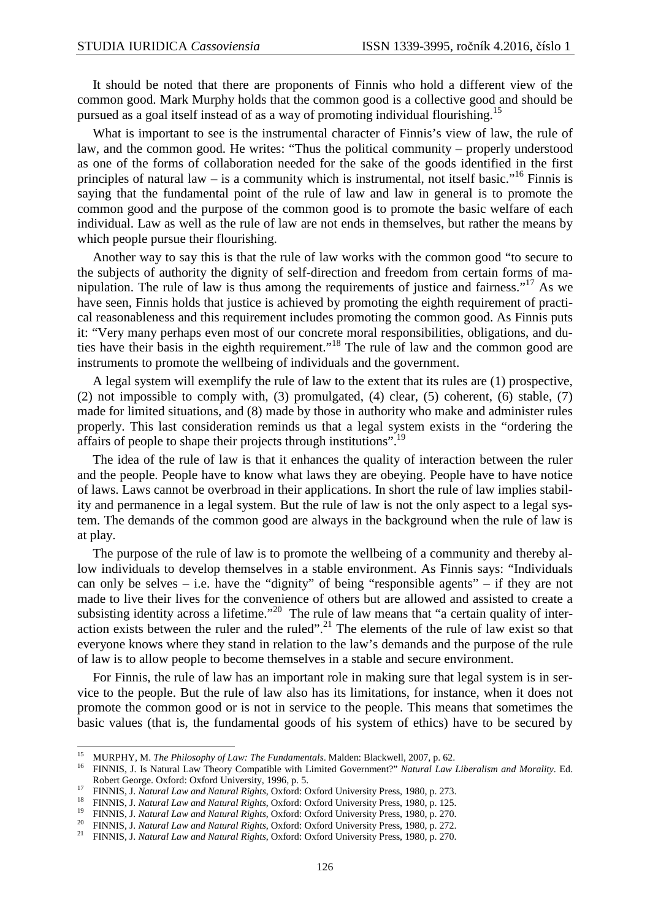It should be noted that there are proponents of Finnis who hold a different view of the common good. Mark Murphy holds that the common good is a collective good and should be pursued as a goal itself instead of as a way of promoting individual flourishing.[15]

What is important to see is the instrumental character of Finnis's view of law, the rule of law, and the common good. He writes: "Thus the political community – properly understood as one of the forms of collaboration needed for the sake of the goods identified in the first principles of natural law – is a community which is instrumental, not itself basic."[16] Finnis is saying that the fundamental point of the rule of law and law in general is to promote the common good and the purpose of the common good is to promote the basic welfare of each individual. Law as well as the rule of law are not ends in themselves, but rather the means by which people pursue their flourishing.

Another way to say this is that the rule of law works with the common good "to secure to the subjects of authority the dignity of self-direction and freedom from certain forms of manipulation. The rule of law is thus among the requirements of justice and fairness."[17] As we have seen, Finnis holds that justice is achieved by promoting the eighth requirement of practical reasonableness and this requirement includes promoting the common good. As Finnis puts it: "Very many perhaps even most of our concrete moral responsibilities, obligations, and duties have their basis in the eighth requirement."[18] The rule of law and the common good are instruments to promote the wellbeing of individuals and the government.

A legal system will exemplify the rule of law to the extent that its rules are (1) prospective, (2) not impossible to comply with, (3) promulgated, (4) clear, (5) coherent, (6) stable, (7) made for limited situations, and (8) made by those in authority who make and administer rules properly. This last consideration reminds us that a legal system exists in the "ordering the affairs of people to shape their projects through institutions".[19]

The idea of the rule of law is that it enhances the quality of interaction between the ruler and the people. People have to know what laws they are obeying. People have to have notice of laws. Laws cannot be overbroad in their applications. In short the rule of law implies stability and permanence in a legal system. But the rule of law is not the only aspect to a legal system. The demands of the common good are always in the background when the rule of law is at play.

The purpose of the rule of law is to promote the wellbeing of a community and thereby allow individuals to develop themselves in a stable environment. As Finnis says: "Individuals can only be selves – i.e. have the "dignity" of being "responsible agents" – if they are not made to live their lives for the convenience of others but are allowed and assisted to create a subsisting identity across a lifetime."[20] The rule of law means that "a certain quality of interaction exists between the ruler and the ruled".[21] The elements of the rule of law exist so that everyone knows where they stand in relation to the law's demands and the purpose of the rule of law is to allow people to become themselves in a stable and secure environment.

For Finnis, the rule of law has an important role in making sure that legal system is in service to the people. But the rule of law also has its limitations, for instance, when it does not promote the common good or is not in service to the people. This means that sometimes the basic values (that is, the fundamental goods of his system of ethics) have to be secured by

---

[15] MURPHY, M. *The Philosophy of Law: The Fundamentals*. Malden: Blackwell, 2007, p. 62.

[16] FINNIS, J. Is Natural Law Theory Compatible with Limited Government?" *Natural Law Liberalism and Morality*. Ed. Robert George. Oxford: Oxford University, 1996, p. 5.

[17] FINNIS, J. *Natural Law and Natural Rights*, Oxford: Oxford University Press, 1980, p. 273.

[18] FINNIS, J. *Natural Law and Natural Rights*, Oxford: Oxford University Press, 1980, p. 125.

[19] FINNIS, J. *Natural Law and Natural Rights*, Oxford: Oxford University Press, 1980, p. 270.

[20] FINNIS, J. *Natural Law and Natural Rights*, Oxford: Oxford University Press, 1980, p. 272.

[21] FINNIS, J. *Natural Law and Natural Rights*, Oxford: Oxford University Press, 1980, p. 270.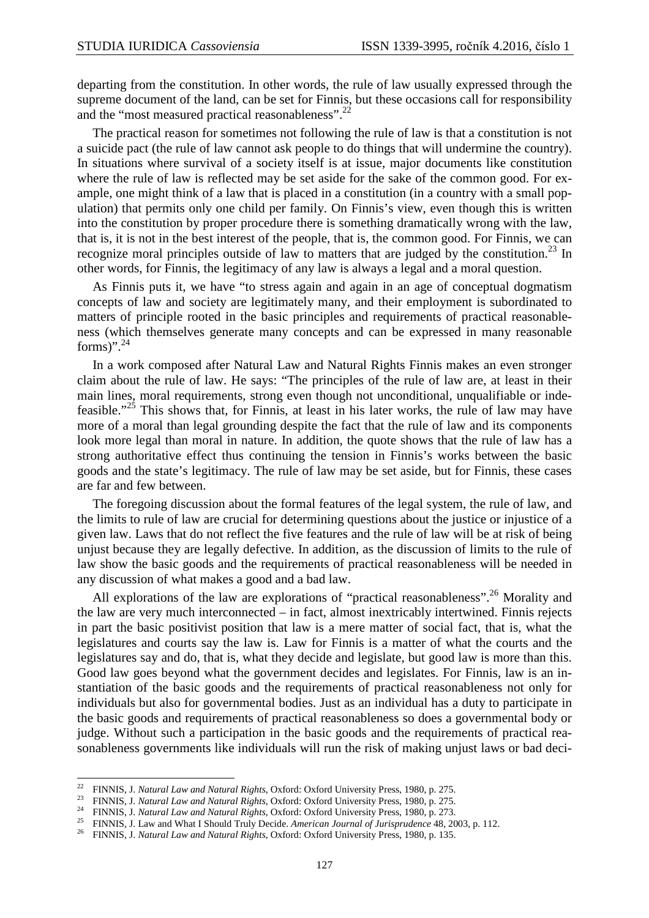departing from the constitution. In other words, the rule of law usually expressed through the supreme document of the land, can be set for Finnis, but these occasions call for responsibility and the "most measured practical reasonableness".[22]

The practical reason for sometimes not following the rule of law is that a constitution is not a suicide pact (the rule of law cannot ask people to do things that will undermine the country). In situations where survival of a society itself is at issue, major documents like constitution where the rule of law is reflected may be set aside for the sake of the common good. For example, one might think of a law that is placed in a constitution (in a country with a small population) that permits only one child per family. On Finnis's view, even though this is written into the constitution by proper procedure there is something dramatically wrong with the law, that is, it is not in the best interest of the people, that is, the common good. For Finnis, we can recognize moral principles outside of law to matters that are judged by the constitution.[23] In other words, for Finnis, the legitimacy of any law is always a legal and a moral question.

As Finnis puts it, we have "to stress again and again in an age of conceptual dogmatism concepts of law and society are legitimately many, and their employment is subordinated to matters of principle rooted in the basic principles and requirements of practical reasonableness (which themselves generate many concepts and can be expressed in many reasonable forms)".[24]

In a work composed after Natural Law and Natural Rights Finnis makes an even stronger claim about the rule of law. He says: "The principles of the rule of law are, at least in their main lines, moral requirements, strong even though not unconditional, unqualifiable or indefeasible."[25] This shows that, for Finnis, at least in his later works, the rule of law may have more of a moral than legal grounding despite the fact that the rule of law and its components look more legal than moral in nature. In addition, the quote shows that the rule of law has a strong authoritative effect thus continuing the tension in Finnis's works between the basic goods and the state's legitimacy. The rule of law may be set aside, but for Finnis, these cases are far and few between.

The foregoing discussion about the formal features of the legal system, the rule of law, and the limits to rule of law are crucial for determining questions about the justice or injustice of a given law. Laws that do not reflect the five features and the rule of law will be at risk of being unjust because they are legally defective. In addition, as the discussion of limits to the rule of law show the basic goods and the requirements of practical reasonableness will be needed in any discussion of what makes a good and a bad law.

All explorations of the law are explorations of "practical reasonableness".[26] Morality and the law are very much interconnected – in fact, almost inextricably intertwined. Finnis rejects in part the basic positivist position that law is a mere matter of social fact, that is, what the legislatures and courts say the law is. Law for Finnis is a matter of what the courts and the legislatures say and do, that is, what they decide and legislate, but good law is more than this. Good law goes beyond what the government decides and legislates. For Finnis, law is an instantiation of the basic goods and the requirements of practical reasonableness not only for individuals but also for governmental bodies. Just as an individual has a duty to participate in the basic goods and requirements of practical reasonableness so does a governmental body or judge. Without such a participation in the basic goods and the requirements of practical reasonableness governments like individuals will run the risk of making unjust laws or bad deci-

---

[22] FINNIS, J. *Natural Law and Natural Rights*, Oxford: Oxford University Press, 1980, p. 275.

[23] FINNIS, J. *Natural Law and Natural Rights*, Oxford: Oxford University Press, 1980, p. 275.

[24] FINNIS, J. *Natural Law and Natural Rights*, Oxford: Oxford University Press, 1980, p. 273.

[25] FINNIS, J. Law and What I Should Truly Decide. *American Journal of Jurisprudence* 48, 2003, p. 112.

[26] FINNIS, J. *Natural Law and Natural Rights*, Oxford: Oxford University Press, 1980, p. 135.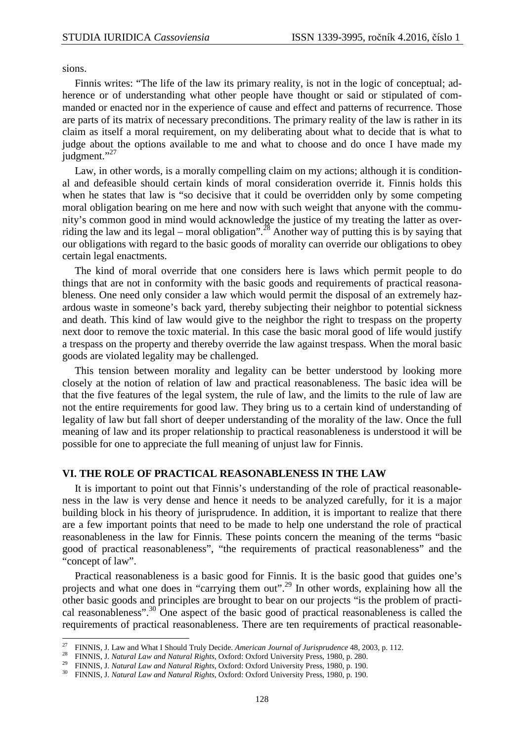sions.

Finnis writes: "The life of the law its primary reality, is not in the logic of conceptual; adherence or of understanding what other people have thought or said or stipulated of commanded or enacted nor in the experience of cause and effect and patterns of recurrence. Those are parts of its matrix of necessary preconditions. The primary reality of the law is rather in its claim as itself a moral requirement, on my deliberating about what to decide that is what to judge about the options available to me and what to choose and do once I have made my judgment."[27]

Law, in other words, is a morally compelling claim on my actions; although it is conditional and defeasible should certain kinds of moral consideration override it. Finnis holds this when he states that law is "so decisive that it could be overridden only by some competing moral obligation bearing on me here and now with such weight that anyone with the community's common good in mind would acknowledge the justice of my treating the latter as overriding the law and its legal – moral obligation".[28] Another way of putting this is by saying that our obligations with regard to the basic goods of morality can override our obligations to obey certain legal enactments.

The kind of moral override that one considers here is laws which permit people to do things that are not in conformity with the basic goods and requirements of practical reasonableness. One need only consider a law which would permit the disposal of an extremely hazardous waste in someone's back yard, thereby subjecting their neighbor to potential sickness and death. This kind of law would give to the neighbor the right to trespass on the property next door to remove the toxic material. In this case the basic moral good of life would justify a trespass on the property and thereby override the law against trespass. When the moral basic goods are violated legality may be challenged.

This tension between morality and legality can be better understood by looking more closely at the notion of relation of law and practical reasonableness. The basic idea will be that the five features of the legal system, the rule of law, and the limits to the rule of law are not the entire requirements for good law. They bring us to a certain kind of understanding of legality of law but fall short of deeper understanding of the morality of the law. Once the full meaning of law and its proper relationship to practical reasonableness is understood it will be possible for one to appreciate the full meaning of unjust law for Finnis.

## VI. THE ROLE OF PRACTICAL REASONABLENESS IN THE LAW

It is important to point out that Finnis's understanding of the role of practical reasonableness in the law is very dense and hence it needs to be analyzed carefully, for it is a major building block in his theory of jurisprudence. In addition, it is important to realize that there are a few important points that need to be made to help one understand the role of practical reasonableness in the law for Finnis. These points concern the meaning of the terms "basic good of practical reasonableness", "the requirements of practical reasonableness" and the "concept of law".

Practical reasonableness is a basic good for Finnis. It is the basic good that guides one's projects and what one does in "carrying them out".[29] In other words, explaining how all the other basic goods and principles are brought to bear on our projects "is the problem of practical reasonableness".[30] One aspect of the basic good of practical reasonableness is called the requirements of practical reasonableness. There are ten requirements of practical reasonable-

---

[27] FINNIS, J. Law and What I Should Truly Decide. *American Journal of Jurisprudence* 48, 2003, p. 112.

[28] FINNIS, J. *Natural Law and Natural Rights*, Oxford: Oxford University Press, 1980, p. 280.

[29] FINNIS, J. *Natural Law and Natural Rights*, Oxford: Oxford University Press, 1980, p. 190.

[30] FINNIS, J. *Natural Law and Natural Rights*, Oxford: Oxford University Press, 1980, p. 190.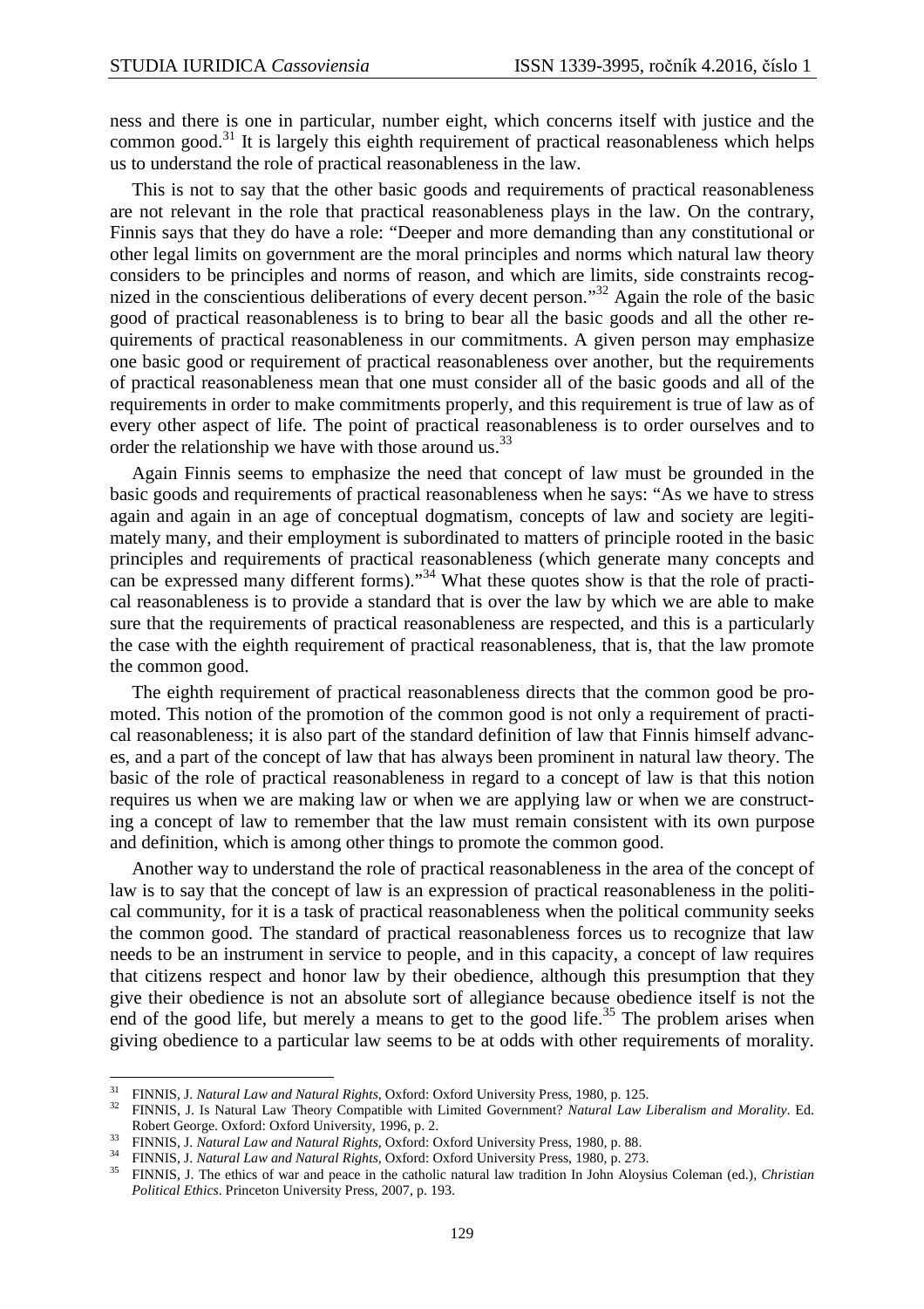ness and there is one in particular, number eight, which concerns itself with justice and the common good.[31] It is largely this eighth requirement of practical reasonableness which helps us to understand the role of practical reasonableness in the law.

This is not to say that the other basic goods and requirements of practical reasonableness are not relevant in the role that practical reasonableness plays in the law. On the contrary, Finnis says that they do have a role: "Deeper and more demanding than any constitutional or other legal limits on government are the moral principles and norms which natural law theory considers to be principles and norms of reason, and which are limits, side constraints recognized in the conscientious deliberations of every decent person."[32] Again the role of the basic good of practical reasonableness is to bring to bear all the basic goods and all the other requirements of practical reasonableness in our commitments. A given person may emphasize one basic good or requirement of practical reasonableness over another, but the requirements of practical reasonableness mean that one must consider all of the basic goods and all of the requirements in order to make commitments properly, and this requirement is true of law as of every other aspect of life. The point of practical reasonableness is to order ourselves and to order the relationship we have with those around us.[33]

Again Finnis seems to emphasize the need that concept of law must be grounded in the basic goods and requirements of practical reasonableness when he says: "As we have to stress again and again in an age of conceptual dogmatism, concepts of law and society are legitimately many, and their employment is subordinated to matters of principle rooted in the basic principles and requirements of practical reasonableness (which generate many concepts and can be expressed many different forms)."[34] What these quotes show is that the role of practical reasonableness is to provide a standard that is over the law by which we are able to make sure that the requirements of practical reasonableness are respected, and this is a particularly the case with the eighth requirement of practical reasonableness, that is, that the law promote the common good.

The eighth requirement of practical reasonableness directs that the common good be promoted. This notion of the promotion of the common good is not only a requirement of practical reasonableness; it is also part of the standard definition of law that Finnis himself advances, and a part of the concept of law that has always been prominent in natural law theory. The basic of the role of practical reasonableness in regard to a concept of law is that this notion requires us when we are making law or when we are applying law or when we are constructing a concept of law to remember that the law must remain consistent with its own purpose and definition, which is among other things to promote the common good.

Another way to understand the role of practical reasonableness in the area of the concept of law is to say that the concept of law is an expression of practical reasonableness in the political community, for it is a task of practical reasonableness when the political community seeks the common good. The standard of practical reasonableness forces us to recognize that law needs to be an instrument in service to people, and in this capacity, a concept of law requires that citizens respect and honor law by their obedience, although this presumption that they give their obedience is not an absolute sort of allegiance because obedience itself is not the end of the good life, but merely a means to get to the good life.[35] The problem arises when giving obedience to a particular law seems to be at odds with other requirements of morality.

---

[31] FINNIS, J. *Natural Law and Natural Rights*, Oxford: Oxford University Press, 1980, p. 125.

[32] FINNIS, J. Is Natural Law Theory Compatible with Limited Government? *Natural Law Liberalism and Morality*. Ed. Robert George. Oxford: Oxford University, 1996, p. 2.

[33] FINNIS, J. *Natural Law and Natural Rights*, Oxford: Oxford University Press, 1980, p. 88.

[34] FINNIS, J. *Natural Law and Natural Rights*, Oxford: Oxford University Press, 1980, p. 273.

[35] FINNIS, J. The ethics of war and peace in the catholic natural law tradition In John Aloysius Coleman (ed.), *Christian Political Ethics*. Princeton University Press, 2007, p. 193.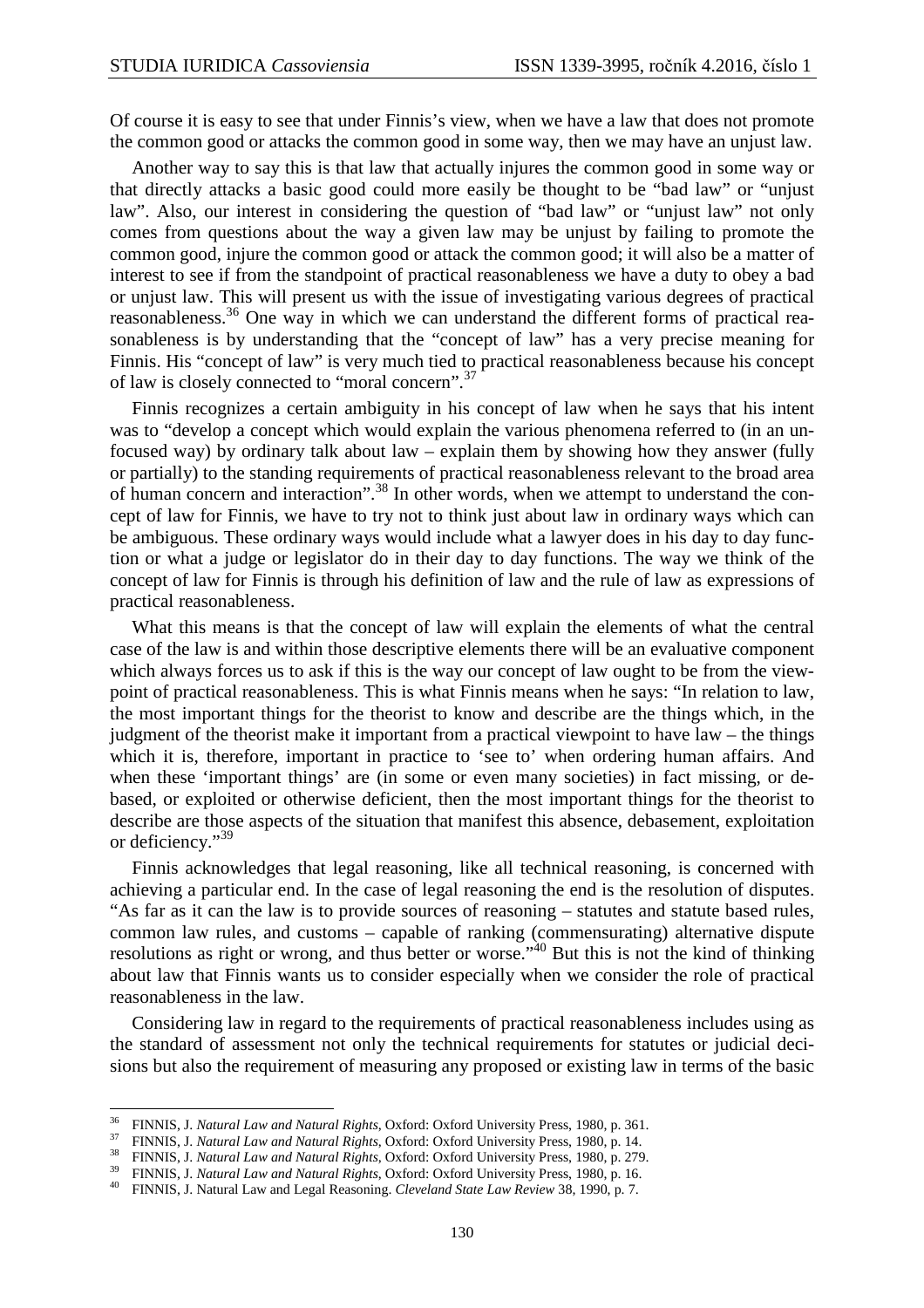Of course it is easy to see that under Finnis's view, when we have a law that does not promote the common good or attacks the common good in some way, then we may have an unjust law.

Another way to say this is that law that actually injures the common good in some way or that directly attacks a basic good could more easily be thought to be "bad law" or "unjust law". Also, our interest in considering the question of "bad law" or "unjust law" not only comes from questions about the way a given law may be unjust by failing to promote the common good, injure the common good or attack the common good; it will also be a matter of interest to see if from the standpoint of practical reasonableness we have a duty to obey a bad or unjust law. This will present us with the issue of investigating various degrees of practical reasonableness.[36] One way in which we can understand the different forms of practical reasonableness is by understanding that the "concept of law" has a very precise meaning for Finnis. His "concept of law" is very much tied to practical reasonableness because his concept of law is closely connected to "moral concern".[37]

Finnis recognizes a certain ambiguity in his concept of law when he says that his intent was to "develop a concept which would explain the various phenomena referred to (in an unfocused way) by ordinary talk about law – explain them by showing how they answer (fully or partially) to the standing requirements of practical reasonableness relevant to the broad area of human concern and interaction".[38] In other words, when we attempt to understand the concept of law for Finnis, we have to try not to think just about law in ordinary ways which can be ambiguous. These ordinary ways would include what a lawyer does in his day to day function or what a judge or legislator do in their day to day functions. The way we think of the concept of law for Finnis is through his definition of law and the rule of law as expressions of practical reasonableness.

What this means is that the concept of law will explain the elements of what the central case of the law is and within those descriptive elements there will be an evaluative component which always forces us to ask if this is the way our concept of law ought to be from the viewpoint of practical reasonableness. This is what Finnis means when he says: "In relation to law, the most important things for the theorist to know and describe are the things which, in the judgment of the theorist make it important from a practical viewpoint to have law – the things which it is, therefore, important in practice to 'see to' when ordering human affairs. And when these 'important things' are (in some or even many societies) in fact missing, or debased, or exploited or otherwise deficient, then the most important things for the theorist to describe are those aspects of the situation that manifest this absence, debasement, exploitation or deficiency."[39]

Finnis acknowledges that legal reasoning, like all technical reasoning, is concerned with achieving a particular end. In the case of legal reasoning the end is the resolution of disputes. "As far as it can the law is to provide sources of reasoning – statutes and statute based rules, common law rules, and customs – capable of ranking (commensurating) alternative dispute resolutions as right or wrong, and thus better or worse."[40] But this is not the kind of thinking about law that Finnis wants us to consider especially when we consider the role of practical reasonableness in the law.

Considering law in regard to the requirements of practical reasonableness includes using as the standard of assessment not only the technical requirements for statutes or judicial decisions but also the requirement of measuring any proposed or existing law in terms of the basic

---

[36] FINNIS, J. *Natural Law and Natural Rights*, Oxford: Oxford University Press, 1980, p. 361.

[37] FINNIS, J. *Natural Law and Natural Rights*, Oxford: Oxford University Press, 1980, p. 14.

[38] FINNIS, J. *Natural Law and Natural Rights*, Oxford: Oxford University Press, 1980, p. 279.

[39] FINNIS, J. *Natural Law and Natural Rights*, Oxford: Oxford University Press, 1980, p. 16.

[40] FINNIS, J. Natural Law and Legal Reasoning. *Cleveland State Law Review* 38, 1990, p. 7.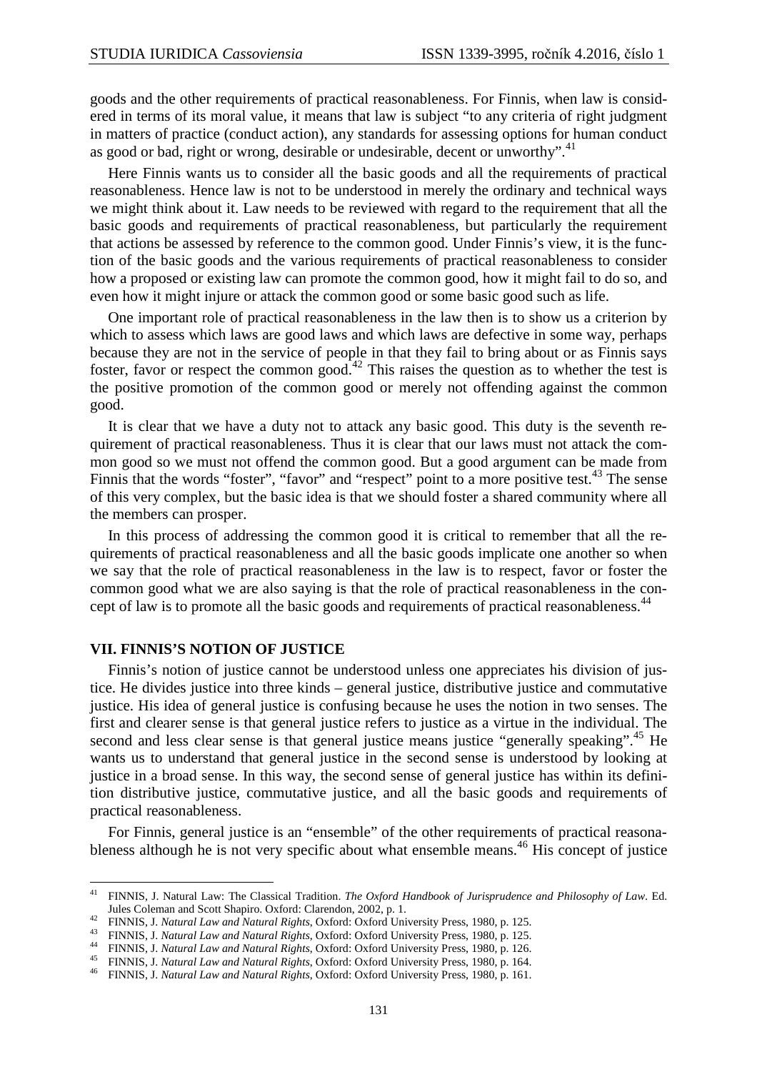goods and the other requirements of practical reasonableness. For Finnis, when law is considered in terms of its moral value, it means that law is subject "to any criteria of right judgment in matters of practice (conduct action), any standards for assessing options for human conduct as good or bad, right or wrong, desirable or undesirable, decent or unworthy".[41]

Here Finnis wants us to consider all the basic goods and all the requirements of practical reasonableness. Hence law is not to be understood in merely the ordinary and technical ways we might think about it. Law needs to be reviewed with regard to the requirement that all the basic goods and requirements of practical reasonableness, but particularly the requirement that actions be assessed by reference to the common good. Under Finnis's view, it is the function of the basic goods and the various requirements of practical reasonableness to consider how a proposed or existing law can promote the common good, how it might fail to do so, and even how it might injure or attack the common good or some basic good such as life.

One important role of practical reasonableness in the law then is to show us a criterion by which to assess which laws are good laws and which laws are defective in some way, perhaps because they are not in the service of people in that they fail to bring about or as Finnis says foster, favor or respect the common good.[42] This raises the question as to whether the test is the positive promotion of the common good or merely not offending against the common good.

It is clear that we have a duty not to attack any basic good. This duty is the seventh requirement of practical reasonableness. Thus it is clear that our laws must not attack the common good so we must not offend the common good. But a good argument can be made from Finnis that the words "foster", "favor" and "respect" point to a more positive test.[43] The sense of this very complex, but the basic idea is that we should foster a shared community where all the members can prosper.

In this process of addressing the common good it is critical to remember that all the requirements of practical reasonableness and all the basic goods implicate one another so when we say that the role of practical reasonableness in the law is to respect, favor or foster the common good what we are also saying is that the role of practical reasonableness in the concept of law is to promote all the basic goods and requirements of practical reasonableness.[44]

## VII. FINNIS'S NOTION OF JUSTICE

Finnis's notion of justice cannot be understood unless one appreciates his division of justice. He divides justice into three kinds – general justice, distributive justice and commutative justice. His idea of general justice is confusing because he uses the notion in two senses. The first and clearer sense is that general justice refers to justice as a virtue in the individual. The second and less clear sense is that general justice means justice "generally speaking".[45] He wants us to understand that general justice in the second sense is understood by looking at justice in a broad sense. In this way, the second sense of general justice has within its definition distributive justice, commutative justice, and all the basic goods and requirements of practical reasonableness.

For Finnis, general justice is an "ensemble" of the other requirements of practical reasonableness although he is not very specific about what ensemble means.[46] His concept of justice

---

[41] FINNIS, J. Natural Law: The Classical Tradition. *The Oxford Handbook of Jurisprudence and Philosophy of Law*. Ed. Jules Coleman and Scott Shapiro. Oxford: Clarendon, 2002, p. 1.

[42] FINNIS, J. *Natural Law and Natural Rights*, Oxford: Oxford University Press, 1980, p. 125.

[43] FINNIS, J. *Natural Law and Natural Rights*, Oxford: Oxford University Press, 1980, p. 125.

[44] FINNIS, J. *Natural Law and Natural Rights*, Oxford: Oxford University Press, 1980, p. 126.

[45] FINNIS, J. *Natural Law and Natural Rights*, Oxford: Oxford University Press, 1980, p. 164.

[46] FINNIS, J. *Natural Law and Natural Rights*, Oxford: Oxford University Press, 1980, p. 161.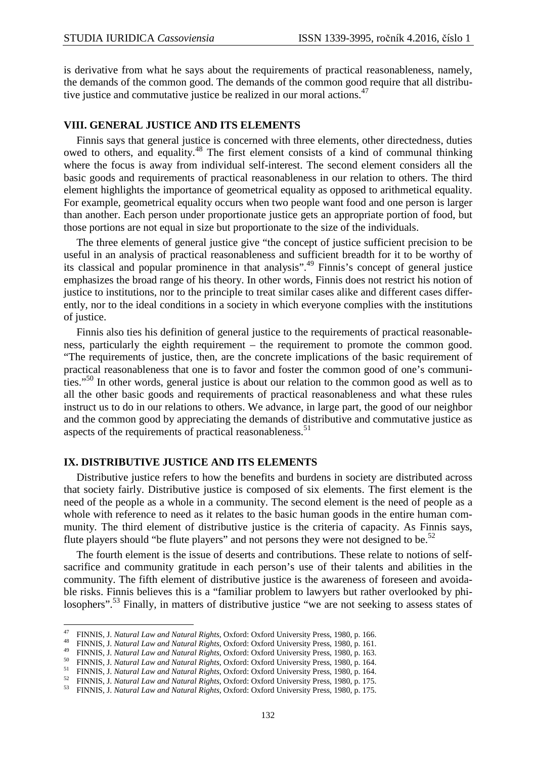is derivative from what he says about the requirements of practical reasonableness, namely, the demands of the common good. The demands of the common good require that all distributive justice and commutative justice be realized in our moral actions.[47]

## VIII. GENERAL JUSTICE AND ITS ELEMENTS

Finnis says that general justice is concerned with three elements, other directedness, duties owed to others, and equality.[48] The first element consists of a kind of communal thinking where the focus is away from individual self-interest. The second element considers all the basic goods and requirements of practical reasonableness in our relation to others. The third element highlights the importance of geometrical equality as opposed to arithmetical equality. For example, geometrical equality occurs when two people want food and one person is larger than another. Each person under proportionate justice gets an appropriate portion of food, but those portions are not equal in size but proportionate to the size of the individuals.

The three elements of general justice give "the concept of justice sufficient precision to be useful in an analysis of practical reasonableness and sufficient breadth for it to be worthy of its classical and popular prominence in that analysis".[49] Finnis's concept of general justice emphasizes the broad range of his theory. In other words, Finnis does not restrict his notion of justice to institutions, nor to the principle to treat similar cases alike and different cases differently, nor to the ideal conditions in a society in which everyone complies with the institutions of justice.

Finnis also ties his definition of general justice to the requirements of practical reasonableness, particularly the eighth requirement – the requirement to promote the common good. "The requirements of justice, then, are the concrete implications of the basic requirement of practical reasonableness that one is to favor and foster the common good of one's communities."[50] In other words, general justice is about our relation to the common good as well as to all the other basic goods and requirements of practical reasonableness and what these rules instruct us to do in our relations to others. We advance, in large part, the good of our neighbor and the common good by appreciating the demands of distributive and commutative justice as aspects of the requirements of practical reasonableness.[51]

## IX. DISTRIBUTIVE JUSTICE AND ITS ELEMENTS

Distributive justice refers to how the benefits and burdens in society are distributed across that society fairly. Distributive justice is composed of six elements. The first element is the need of the people as a whole in a community. The second element is the need of people as a whole with reference to need as it relates to the basic human goods in the entire human community. The third element of distributive justice is the criteria of capacity. As Finnis says, flute players should "be flute players" and not persons they were not designed to be.[52]

The fourth element is the issue of deserts and contributions. These relate to notions of self-sacrifice and community gratitude in each person's use of their talents and abilities in the community. The fifth element of distributive justice is the awareness of foreseen and avoidable risks. Finnis believes this is a "familiar problem to lawyers but rather overlooked by philosophers".[53] Finally, in matters of distributive justice "we are not seeking to assess states of

---

[47] FINNIS, J. *Natural Law and Natural Rights*, Oxford: Oxford University Press, 1980, p. 166.
[48] FINNIS, J. *Natural Law and Natural Rights*, Oxford: Oxford University Press, 1980, p. 161.
[49] FINNIS, J. *Natural Law and Natural Rights*, Oxford: Oxford University Press, 1980, p. 163.
[50] FINNIS, J. *Natural Law and Natural Rights*, Oxford: Oxford University Press, 1980, p. 164.
[51] FINNIS, J. *Natural Law and Natural Rights*, Oxford: Oxford University Press, 1980, p. 164.
[52] FINNIS, J. *Natural Law and Natural Rights*, Oxford: Oxford University Press, 1980, p. 175.
[53] FINNIS, J. *Natural Law and Natural Rights*, Oxford: Oxford University Press, 1980, p. 175.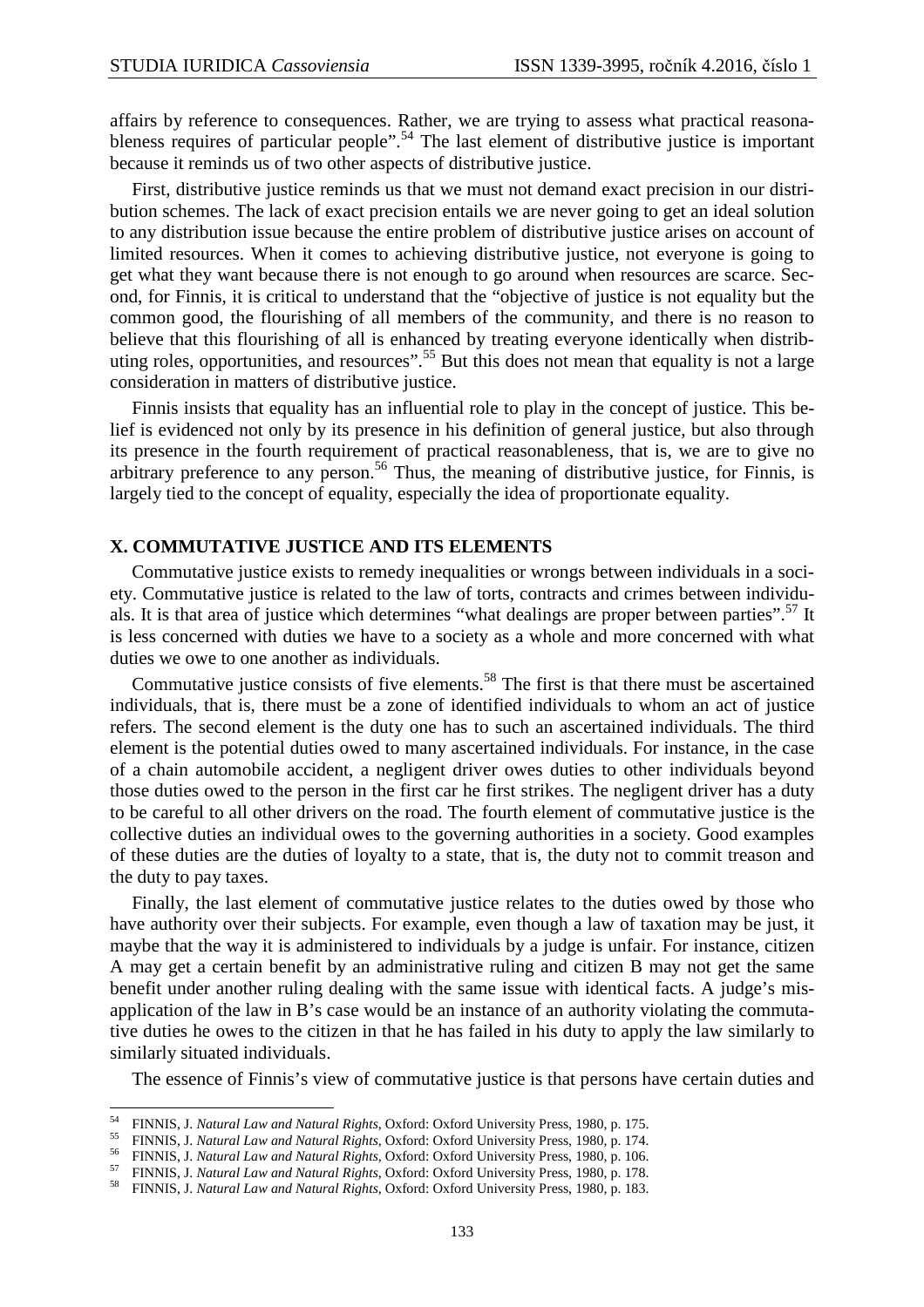affairs by reference to consequences. Rather, we are trying to assess what practical reasonableness requires of particular people".[54] The last element of distributive justice is important because it reminds us of two other aspects of distributive justice.

First, distributive justice reminds us that we must not demand exact precision in our distribution schemes. The lack of exact precision entails we are never going to get an ideal solution to any distribution issue because the entire problem of distributive justice arises on account of limited resources. When it comes to achieving distributive justice, not everyone is going to get what they want because there is not enough to go around when resources are scarce. Second, for Finnis, it is critical to understand that the "objective of justice is not equality but the common good, the flourishing of all members of the community, and there is no reason to believe that this flourishing of all is enhanced by treating everyone identically when distributing roles, opportunities, and resources".[55] But this does not mean that equality is not a large consideration in matters of distributive justice.

Finnis insists that equality has an influential role to play in the concept of justice. This belief is evidenced not only by its presence in his definition of general justice, but also through its presence in the fourth requirement of practical reasonableness, that is, we are to give no arbitrary preference to any person.[56] Thus, the meaning of distributive justice, for Finnis, is largely tied to the concept of equality, especially the idea of proportionate equality.

## X. COMMUTATIVE JUSTICE AND ITS ELEMENTS

Commutative justice exists to remedy inequalities or wrongs between individuals in a society. Commutative justice is related to the law of torts, contracts and crimes between individuals. It is that area of justice which determines "what dealings are proper between parties".[57] It is less concerned with duties we have to a society as a whole and more concerned with what duties we owe to one another as individuals.

Commutative justice consists of five elements.[58] The first is that there must be ascertained individuals, that is, there must be a zone of identified individuals to whom an act of justice refers. The second element is the duty one has to such an ascertained individuals. The third element is the potential duties owed to many ascertained individuals. For instance, in the case of a chain automobile accident, a negligent driver owes duties to other individuals beyond those duties owed to the person in the first car he first strikes. The negligent driver has a duty to be careful to all other drivers on the road. The fourth element of commutative justice is the collective duties an individual owes to the governing authorities in a society. Good examples of these duties are the duties of loyalty to a state, that is, the duty not to commit treason and the duty to pay taxes.

Finally, the last element of commutative justice relates to the duties owed by those who have authority over their subjects. For example, even though a law of taxation may be just, it maybe that the way it is administered to individuals by a judge is unfair. For instance, citizen A may get a certain benefit by an administrative ruling and citizen B may not get the same benefit under another ruling dealing with the same issue with identical facts. A judge's misapplication of the law in B's case would be an instance of an authority violating the commutative duties he owes to the citizen in that he has failed in his duty to apply the law similarly to similarly situated individuals.

The essence of Finnis's view of commutative justice is that persons have certain duties and

---

[54] FINNIS, J. *Natural Law and Natural Rights*, Oxford: Oxford University Press, 1980, p. 175.
[55] FINNIS, J. *Natural Law and Natural Rights*, Oxford: Oxford University Press, 1980, p. 174.
[56] FINNIS, J. *Natural Law and Natural Rights*, Oxford: Oxford University Press, 1980, p. 106.
[57] FINNIS, J. *Natural Law and Natural Rights*, Oxford: Oxford University Press, 1980, p. 178.
[58] FINNIS, J. *Natural Law and Natural Rights*, Oxford: Oxford University Press, 1980, p. 183.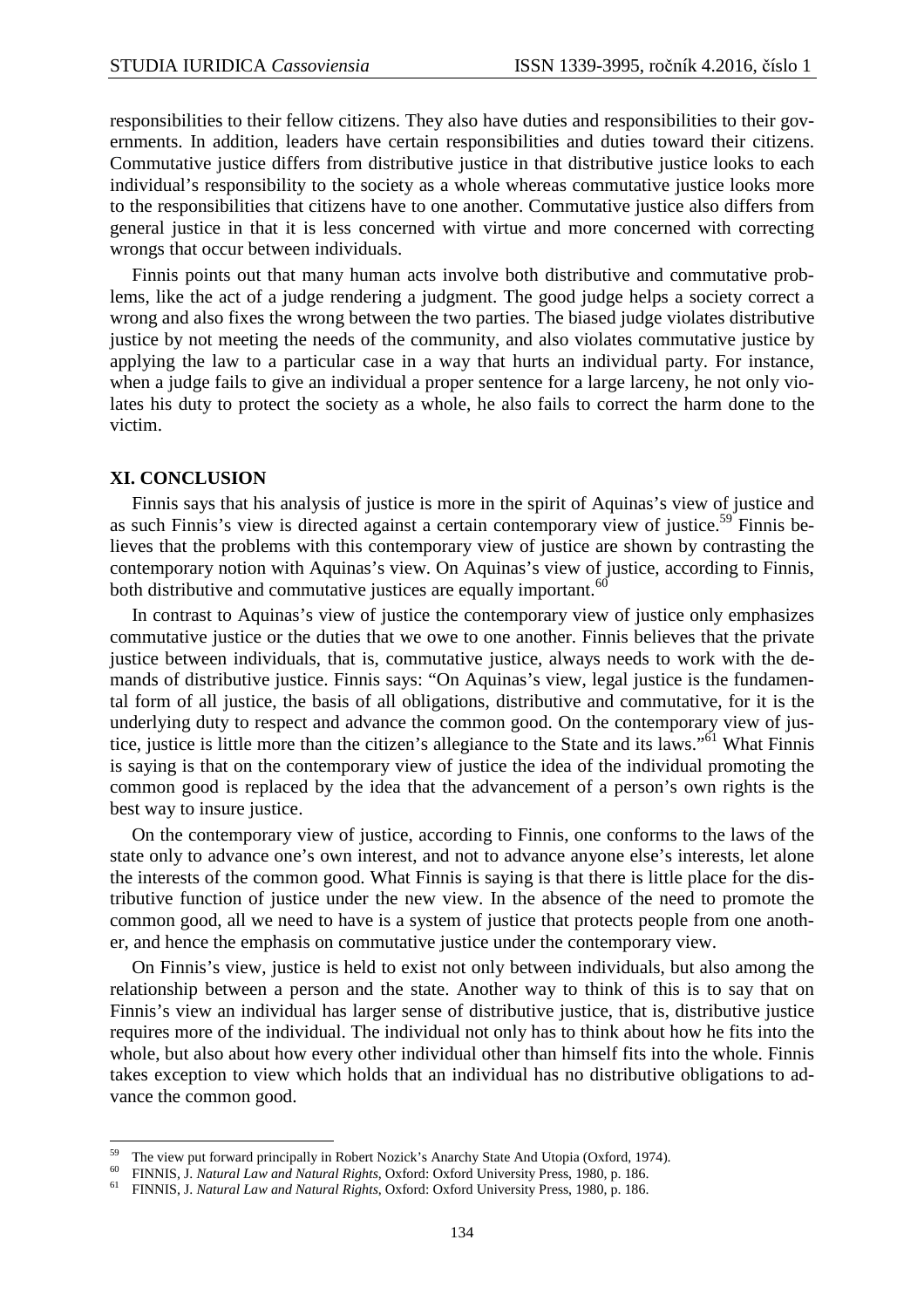responsibilities to their fellow citizens. They also have duties and responsibilities to their governments. In addition, leaders have certain responsibilities and duties toward their citizens. Commutative justice differs from distributive justice in that distributive justice looks to each individual's responsibility to the society as a whole whereas commutative justice looks more to the responsibilities that citizens have to one another. Commutative justice also differs from general justice in that it is less concerned with virtue and more concerned with correcting wrongs that occur between individuals.

Finnis points out that many human acts involve both distributive and commutative problems, like the act of a judge rendering a judgment. The good judge helps a society correct a wrong and also fixes the wrong between the two parties. The biased judge violates distributive justice by not meeting the needs of the community, and also violates commutative justice by applying the law to a particular case in a way that hurts an individual party. For instance, when a judge fails to give an individual a proper sentence for a large larceny, he not only violates his duty to protect the society as a whole, he also fails to correct the harm done to the victim.

## XI. CONCLUSION

Finnis says that his analysis of justice is more in the spirit of Aquinas's view of justice and as such Finnis's view is directed against a certain contemporary view of justice.[59] Finnis believes that the problems with this contemporary view of justice are shown by contrasting the contemporary notion with Aquinas's view. On Aquinas's view of justice, according to Finnis, both distributive and commutative justices are equally important.[60]

In contrast to Aquinas's view of justice the contemporary view of justice only emphasizes commutative justice or the duties that we owe to one another. Finnis believes that the private justice between individuals, that is, commutative justice, always needs to work with the demands of distributive justice. Finnis says: "On Aquinas's view, legal justice is the fundamental form of all justice, the basis of all obligations, distributive and commutative, for it is the underlying duty to respect and advance the common good. On the contemporary view of justice, justice is little more than the citizen's allegiance to the State and its laws."[61] What Finnis is saying is that on the contemporary view of justice the idea of the individual promoting the common good is replaced by the idea that the advancement of a person's own rights is the best way to insure justice.

On the contemporary view of justice, according to Finnis, one conforms to the laws of the state only to advance one's own interest, and not to advance anyone else's interests, let alone the interests of the common good. What Finnis is saying is that there is little place for the distributive function of justice under the new view. In the absence of the need to promote the common good, all we need to have is a system of justice that protects people from one another, and hence the emphasis on commutative justice under the contemporary view.

On Finnis's view, justice is held to exist not only between individuals, but also among the relationship between a person and the state. Another way to think of this is to say that on Finnis's view an individual has larger sense of distributive justice, that is, distributive justice requires more of the individual. The individual not only has to think about how he fits into the whole, but also about how every other individual other than himself fits into the whole. Finnis takes exception to view which holds that an individual has no distributive obligations to advance the common good.

---

[59] The view put forward principally in Robert Nozick's Anarchy State And Utopia (Oxford, 1974).

[60] FINNIS, J. *Natural Law and Natural Rights*, Oxford: Oxford University Press, 1980, p. 186.

[61] FINNIS, J. *Natural Law and Natural Rights*, Oxford: Oxford University Press, 1980, p. 186.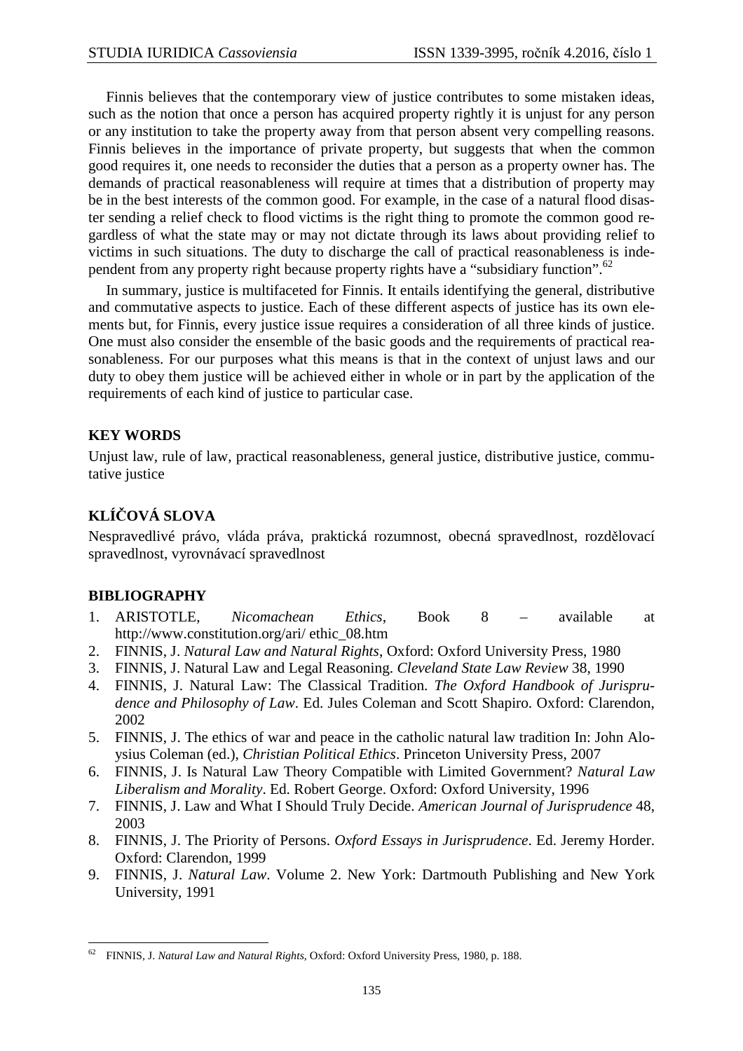Finnis believes that the contemporary view of justice contributes to some mistaken ideas, such as the notion that once a person has acquired property rightly it is unjust for any person or any institution to take the property away from that person absent very compelling reasons. Finnis believes in the importance of private property, but suggests that when the common good requires it, one needs to reconsider the duties that a person as a property owner has. The demands of practical reasonableness will require at times that a distribution of property may be in the best interests of the common good. For example, in the case of a natural flood disaster sending a relief check to flood victims is the right thing to promote the common good regardless of what the state may or may not dictate through its laws about providing relief to victims in such situations. The duty to discharge the call of practical reasonableness is independent from any property right because property rights have a "subsidiary function".[62]

In summary, justice is multifaceted for Finnis. It entails identifying the general, distributive and commutative aspects to justice. Each of these different aspects of justice has its own elements but, for Finnis, every justice issue requires a consideration of all three kinds of justice. One must also consider the ensemble of the basic goods and the requirements of practical reasonableness. For our purposes what this means is that in the context of unjust laws and our duty to obey them justice will be achieved either in whole or in part by the application of the requirements of each kind of justice to particular case.

## KEY WORDS

Unjust law, rule of law, practical reasonableness, general justice, distributive justice, commutative justice

## KLÍČOVÁ SLOVA

Nespravedlivé právo, vláda práva, praktická rozumnost, obecná spravedlnost, rozdělovací spravedlnost, vyrovnávací spravedlnost

## BIBLIOGRAPHY

1. ARISTOTLE, *Nicomachean Ethics*, Book 8 – available at http://www.constitution.org/ari/ ethic_08.htm
2. FINNIS, J. *Natural Law and Natural Rights*, Oxford: Oxford University Press, 1980
3. FINNIS, J. Natural Law and Legal Reasoning. *Cleveland State Law Review* 38, 1990
4. FINNIS, J. Natural Law: The Classical Tradition. *The Oxford Handbook of Jurisprudence and Philosophy of Law*. Ed. Jules Coleman and Scott Shapiro. Oxford: Clarendon, 2002
5. FINNIS, J. The ethics of war and peace in the catholic natural law tradition In: John Aloysius Coleman (ed.), *Christian Political Ethics*. Princeton University Press, 2007
6. FINNIS, J. Is Natural Law Theory Compatible with Limited Government? *Natural Law Liberalism and Morality*. Ed. Robert George. Oxford: Oxford University, 1996
7. FINNIS, J. Law and What I Should Truly Decide. *American Journal of Jurisprudence* 48, 2003
8. FINNIS, J. The Priority of Persons. *Oxford Essays in Jurisprudence*. Ed. Jeremy Horder. Oxford: Clarendon, 1999
9. FINNIS, J. *Natural Law*. Volume 2. New York: Dartmouth Publishing and New York University, 1991

[62] FINNIS, J. *Natural Law and Natural Rights*, Oxford: Oxford University Press, 1980, p. 188.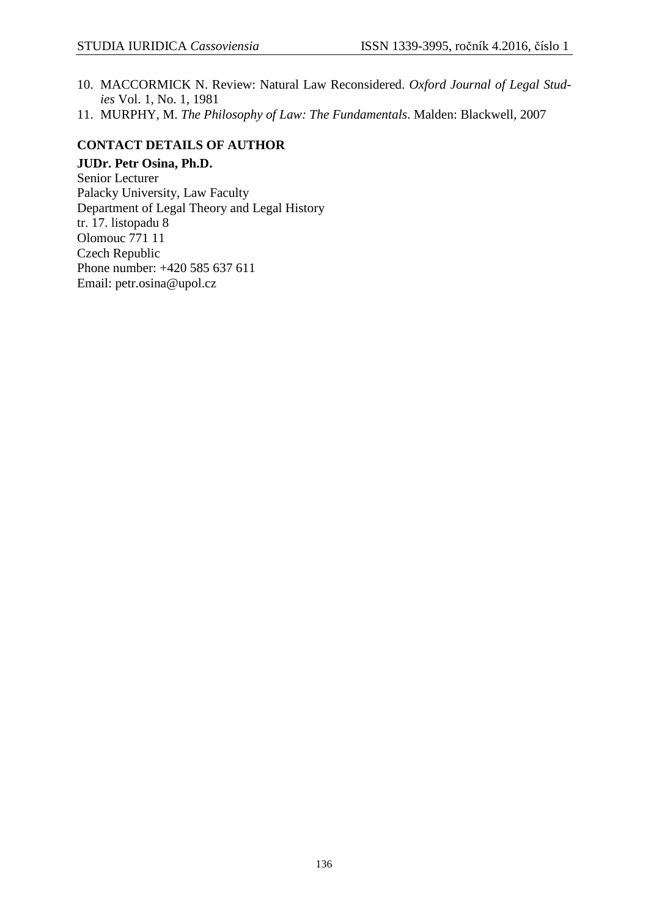10. MACCORMICK N. Review: Natural Law Reconsidered. *Oxford Journal of Legal Studies* Vol. 1, No. 1, 1981
11. MURPHY, M. *The Philosophy of Law: The Fundamentals*. Malden: Blackwell, 2007

## CONTACT DETAILS OF AUTHOR

**JUDr. Petr Osina, Ph.D.**
Senior Lecturer
Palacky University, Law Faculty
Department of Legal Theory and Legal History
tr. 17. listopadu 8
Olomouc 771 11
Czech Republic
Phone number: +420 585 637 611
Email: petr.osina@upol.cz